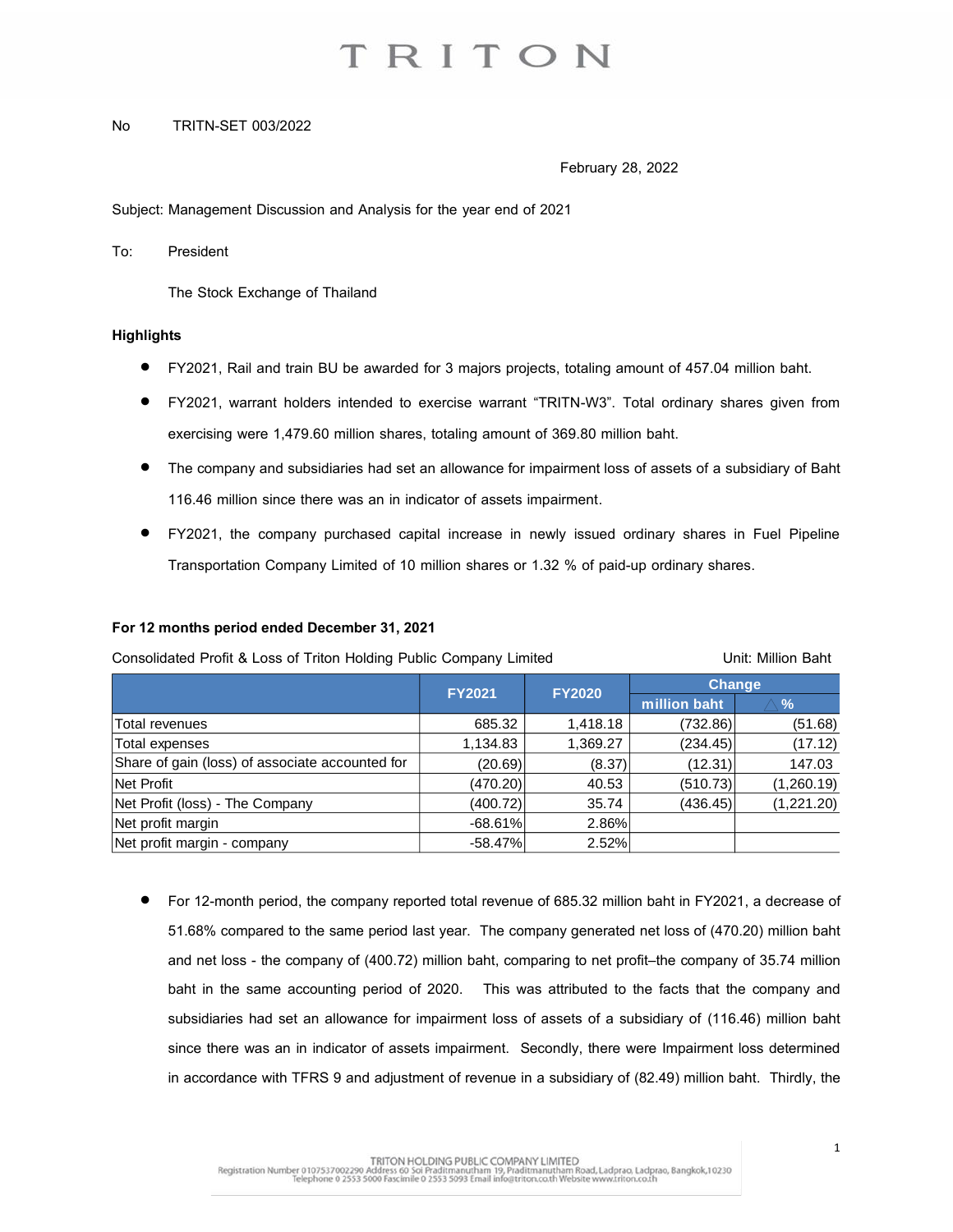TRITON

No TRITN-SET 003/2022

February 28, 2022

Subject: Management Discussion and Analysis for the year end of 2021

To: President

The Stock Exchange of Thailand

**Highlights**

- FY2021, Rail and train BU be awarded for 3 majors projects, totaling amount of 457.04 million baht.
- FY2021, warrant holders intended to exercise warrant "TRITN-W3". Total ordinary shares given from exercising were 1,479.60 million shares, totaling amount of 369.80 million baht.
- The company and subsidiaries had set an allowance for impairment loss of assets of a subsidiary of Baht 116.46 million since there was an in indicator of assets impairment.
- FY2021, the company purchased capital increase in newly issued ordinary shares in Fuel Pipeline Transportation Company Limited of 10 million shares or 1.32 % of paid-up ordinary shares.

**For 12 months period ended December 31, 2021**

Consolidated Profit & Loss of Triton Holding Public Company Limited Unit: Million Baht

| | FY2021 | FY2020 | Change | |
|---|---|---|---|---|
| | | | million baht | △ % |
| Total revenues | 685.32 | 1,418.18 | (732.86) | (51.68) |
| Total expenses | 1,134.83 | 1,369.27 | (234.45) | (17.12) |
| Share of gain (loss) of associate accounted for | (20.69) | (8.37) | (12.31) | 147.03 |
| Net Profit | (470.20) | 40.53 | (510.73) | (1,260.19) |
| Net Profit (loss) - The Company | (400.72) | 35.74 | (436.45) | (1,221.20) |
| Net profit margin | -68.61% | 2.86% | | |
| Net profit margin - company | -58.47% | 2.52% | | |

- For 12-month period, the company reported total revenue of 685.32 million baht in FY2021, a decrease of 51.68% compared to the same period last year. The company generated net loss of (470.20) million baht and net loss - the company of (400.72) million baht, comparing to net profit–the company of 35.74 million baht in the same accounting period of 2020. This was attributed to the facts that the company and subsidiaries had set an allowance for impairment loss of assets of a subsidiary of (116.46) million baht since there was an in indicator of assets impairment. Secondly, there were Impairment loss determined in accordance with TFRS 9 and adjustment of revenue in a subsidiary of (82.49) million baht. Thirdly, the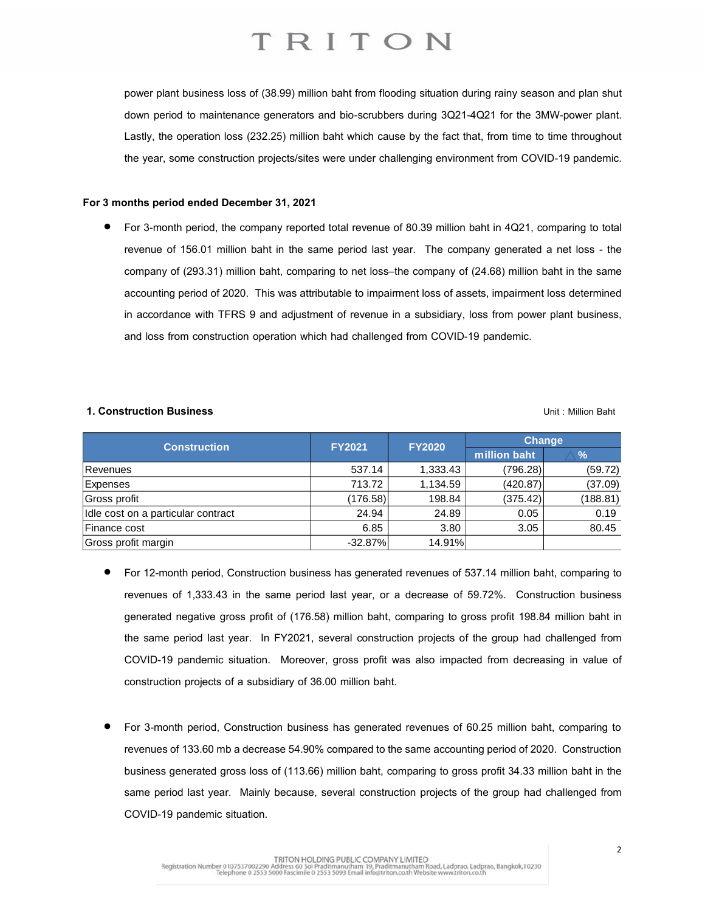power plant business loss of (38.99) million baht from flooding situation during rainy season and plan shut down period to maintenance generators and bio-scrubbers during 3Q21-4Q21 for the 3MW-power plant. Lastly, the operation loss (232.25) million baht which cause by the fact that, from time to time throughout the year, some construction projects/sites were under challenging environment from COVID-19 pandemic.

**For 3 months period ended December 31, 2021**

- For 3-month period, the company reported total revenue of 80.39 million baht in 4Q21, comparing to total revenue of 156.01 million baht in the same period last year. The company generated a net loss - the company of (293.31) million baht, comparing to net loss–the company of (24.68) million baht in the same accounting period of 2020. This was attributable to impairment loss of assets, impairment loss determined in accordance with TFRS 9 and adjustment of revenue in a subsidiary, loss from power plant business, and loss from construction operation which had challenged from COVID-19 pandemic.

**1. Construction Business**

Unit : Million Baht

| Construction | FY2021 | FY2020 | Change | |
|---|---|---|---|---|
| | | | million baht | △% |
| Revenues | 537.14 | 1,333.43 | (796.28) | (59.72) |
| Expenses | 713.72 | 1,134.59 | (420.87) | (37.09) |
| Gross profit | (176.58) | 198.84 | (375.42) | (188.81) |
| Idle cost on a particular contract | 24.94 | 24.89 | 0.05 | 0.19 |
| Finance cost | 6.85 | 3.80 | 3.05 | 80.45 |
| Gross profit margin | -32.87% | 14.91% | | |

- For 12-month period, Construction business has generated revenues of 537.14 million baht, comparing to revenues of 1,333.43 in the same period last year, or a decrease of 59.72%. Construction business generated negative gross profit of (176.58) million baht, comparing to gross profit 198.84 million baht in the same period last year. In FY2021, several construction projects of the group had challenged from COVID-19 pandemic situation. Moreover, gross profit was also impacted from decreasing in value of construction projects of a subsidiary of 36.00 million baht.

- For 3-month period, Construction business has generated revenues of 60.25 million baht, comparing to revenues of 133.60 mb a decrease 54.90% compared to the same accounting period of 2020. Construction business generated gross loss of (113.66) million baht, comparing to gross profit 34.33 million baht in the same period last year. Mainly because, several construction projects of the group had challenged from COVID-19 pandemic situation.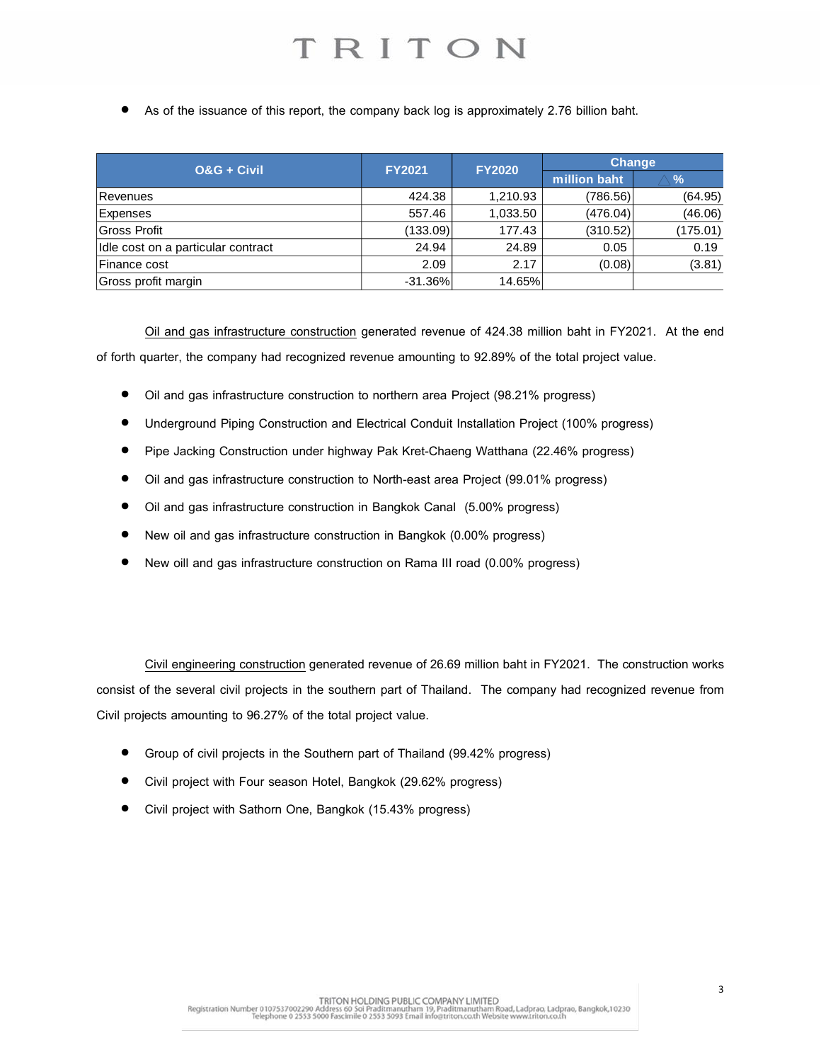- As of the issuance of this report, the company back log is approximately 2.76 billion baht.

| O&G + Civil | FY2021 | FY2020 | Change | |
|---|---|---|---|---|
| | | | million baht | △ % |
| Revenues | 424.38 | 1,210.93 | (786.56) | (64.95) |
| Expenses | 557.46 | 1,033.50 | (476.04) | (46.06) |
| Gross Profit | (133.09) | 177.43 | (310.52) | (175.01) |
| Idle cost on a particular contract | 24.94 | 24.89 | 0.05 | 0.19 |
| Finance cost | 2.09 | 2.17 | (0.08) | (3.81) |
| Gross profit margin | -31.36% | 14.65% | | |

Oil and gas infrastructure construction generated revenue of 424.38 million baht in FY2021. At the end of forth quarter, the company had recognized revenue amounting to 92.89% of the total project value.

- Oil and gas infrastructure construction to northern area Project (98.21% progress)
- Underground Piping Construction and Electrical Conduit Installation Project (100% progress)
- Pipe Jacking Construction under highway Pak Kret-Chaeng Watthana (22.46% progress)
- Oil and gas infrastructure construction to North-east area Project (99.01% progress)
- Oil and gas infrastructure construction in Bangkok Canal (5.00% progress)
- New oil and gas infrastructure construction in Bangkok (0.00% progress)
- New oill and gas infrastructure construction on Rama III road (0.00% progress)

Civil engineering construction generated revenue of 26.69 million baht in FY2021. The construction works consist of the several civil projects in the southern part of Thailand. The company had recognized revenue from Civil projects amounting to 96.27% of the total project value.

- Group of civil projects in the Southern part of Thailand (99.42% progress)
- Civil project with Four season Hotel, Bangkok (29.62% progress)
- Civil project with Sathorn One, Bangkok (15.43% progress)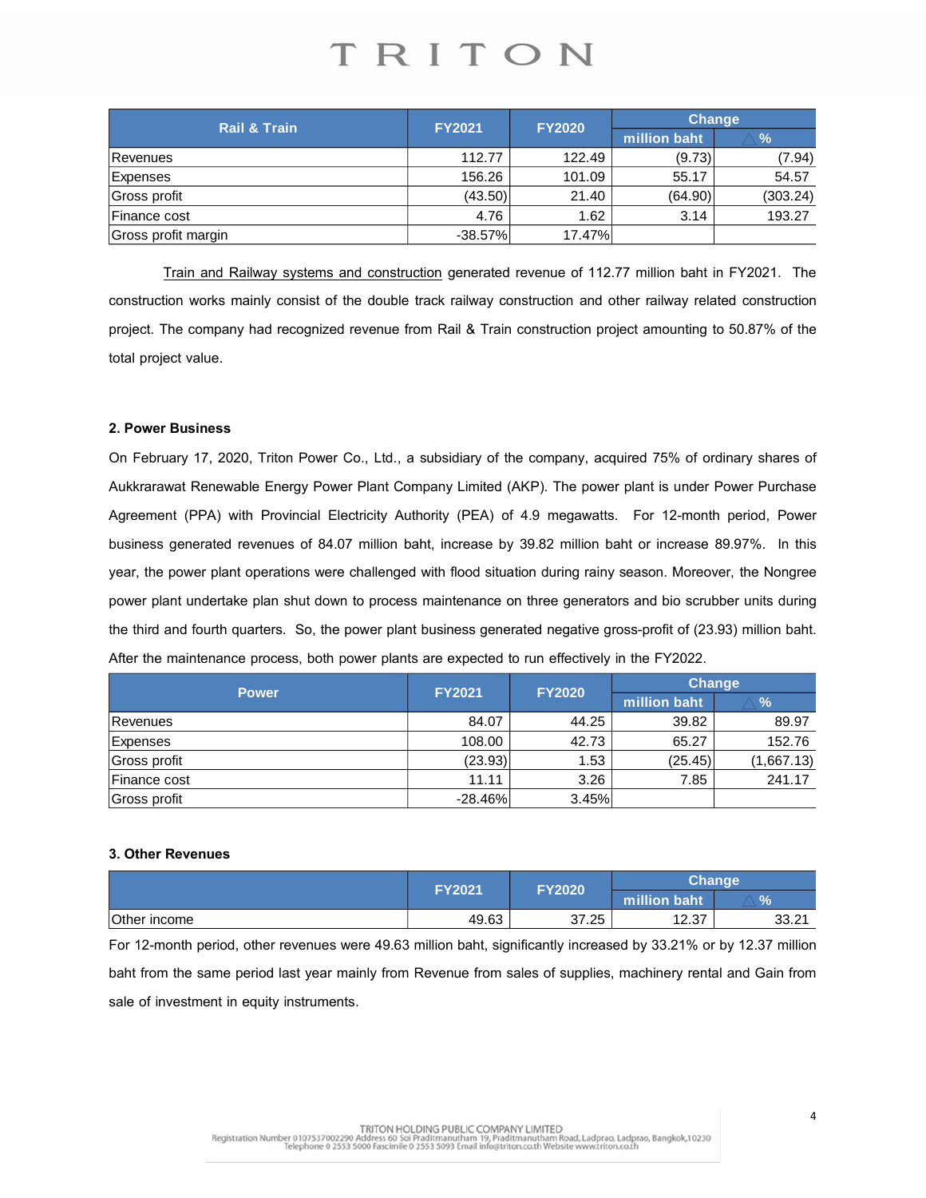| Rail & Train | FY2021 | FY2020 | Change | |
|---|---|---|---|---|
| | | | million baht | △ % |
| Revenues | 112.77 | 122.49 | (9.73) | (7.94) |
| Expenses | 156.26 | 101.09 | 55.17 | 54.57 |
| Gross profit | (43.50) | 21.40 | (64.90) | (303.24) |
| Finance cost | 4.76 | 1.62 | 3.14 | 193.27 |
| Gross profit margin | -38.57% | 17.47% | | |

Train and Railway systems and construction generated revenue of 112.77 million baht in FY2021. The construction works mainly consist of the double track railway construction and other railway related construction project. The company had recognized revenue from Rail & Train construction project amounting to 50.87% of the total project value.

**2. Power Business**

On February 17, 2020, Triton Power Co., Ltd., a subsidiary of the company, acquired 75% of ordinary shares of Aukkrarawat Renewable Energy Power Plant Company Limited (AKP). The power plant is under Power Purchase Agreement (PPA) with Provincial Electricity Authority (PEA) of 4.9 megawatts. For 12-month period, Power business generated revenues of 84.07 million baht, increase by 39.82 million baht or increase 89.97%. In this year, the power plant operations were challenged with flood situation during rainy season. Moreover, the Nongree power plant undertake plan shut down to process maintenance on three generators and bio scrubber units during the third and fourth quarters. So, the power plant business generated negative gross-profit of (23.93) million baht. After the maintenance process, both power plants are expected to run effectively in the FY2022.

| Power | FY2021 | FY2020 | Change | |
|---|---|---|---|---|
| | | | million baht | △ % |
| Revenues | 84.07 | 44.25 | 39.82 | 89.97 |
| Expenses | 108.00 | 42.73 | 65.27 | 152.76 |
| Gross profit | (23.93) | 1.53 | (25.45) | (1,667.13) |
| Finance cost | 11.11 | 3.26 | 7.85 | 241.17 |
| Gross profit | -28.46% | 3.45% | | |

**3. Other Revenues**

| | FY2021 | FY2020 | Change | |
|---|---|---|---|---|
| | | | million baht | △ % |
| Other income | 49.63 | 37.25 | 12.37 | 33.21 |

For 12-month period, other revenues were 49.63 million baht, significantly increased by 33.21% or by 12.37 million baht from the same period last year mainly from Revenue from sales of supplies, machinery rental and Gain from sale of investment in equity instruments.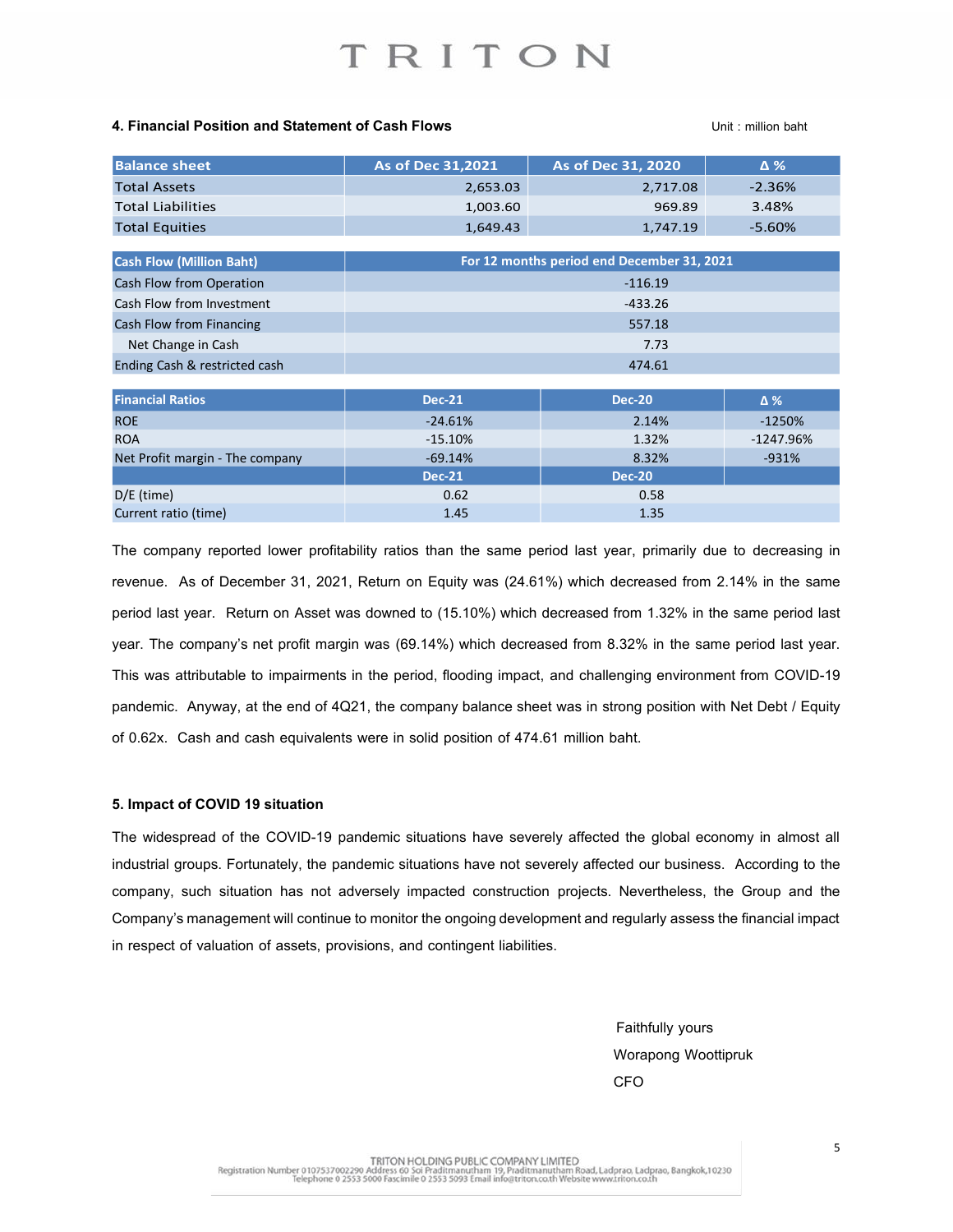### 4. Financial Position and Statement of Cash Flows

Unit : million baht

| Balance sheet | As of Dec 31,2021 | As of Dec 31, 2020 | Δ % |
|---|---|---|---|
| Total Assets | 2,653.03 | 2,717.08 | -2.36% |
| Total Liabilities | 1,003.60 | 969.89 | 3.48% |
| Total Equities | 1,649.43 | 1,747.19 | -5.60% |

| Cash Flow (Million Baht) | For 12 months period end December 31, 2021 |
|---|---|
| Cash Flow from Operation | -116.19 |
| Cash Flow from Investment | -433.26 |
| Cash Flow from Financing | 557.18 |
| Net Change in Cash | 7.73 |
| Ending Cash & restricted cash | 474.61 |

| Financial Ratios | Dec-21 | Dec-20 | Δ % |
|---|---|---|---|
| ROE | -24.61% | 2.14% | -1250% |
| ROA | -15.10% | 1.32% | -1247.96% |
| Net Profit margin - The company | -69.14% | 8.32% | -931% |
| | Dec-21 | Dec-20 | |
| D/E (time) | 0.62 | 0.58 | |
| Current ratio (time) | 1.45 | 1.35 | |

The company reported lower profitability ratios than the same period last year, primarily due to decreasing in revenue. As of December 31, 2021, Return on Equity was (24.61%) which decreased from 2.14% in the same period last year. Return on Asset was downed to (15.10%) which decreased from 1.32% in the same period last year. The company's net profit margin was (69.14%) which decreased from 8.32% in the same period last year. This was attributable to impairments in the period, flooding impact, and challenging environment from COVID-19 pandemic. Anyway, at the end of 4Q21, the company balance sheet was in strong position with Net Debt / Equity of 0.62x. Cash and cash equivalents were in solid position of 474.61 million baht.

### 5. Impact of COVID 19 situation

The widespread of the COVID-19 pandemic situations have severely affected the global economy in almost all industrial groups. Fortunately, the pandemic situations have not severely affected our business. According to the company, such situation has not adversely impacted construction projects. Nevertheless, the Group and the Company's management will continue to monitor the ongoing development and regularly assess the financial impact in respect of valuation of assets, provisions, and contingent liabilities.

Faithfully yours

Worapong Woottipruk

CFO

TRITON HOLDING PUBLIC COMPANY LIMITED
Registration Number 0107537002290 Address 60 Soi Praditmanutham 19, Praditmanutham Road, Ladprao, Ladprao, Bangkok,10230
Telephone 0 2553 5000 Fascimile 0 2553 5093 Email info@triton.co.th Website www.triton.co.th